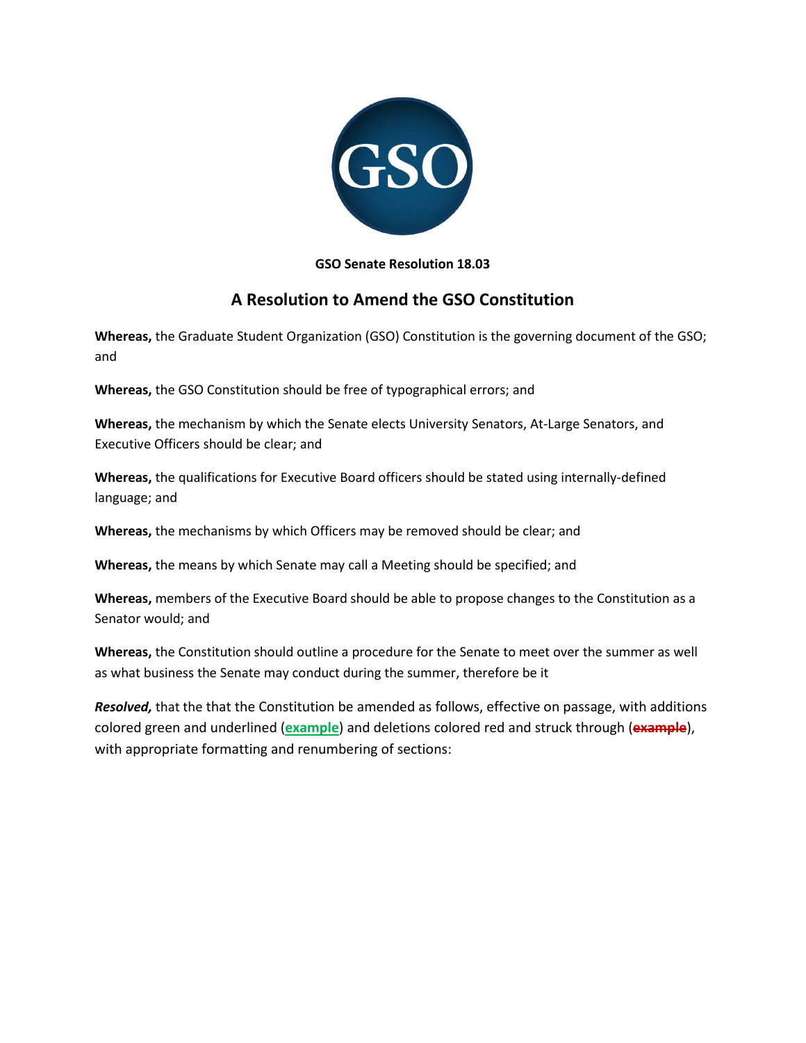**GSO Senate Resolution 18.03**

## A Resolution to Amend the GSO Constitution

**Whereas,** the Graduate Student Organization (GSO) Constitution is the governing document of the GSO; and

**Whereas,** the GSO Constitution should be free of typographical errors; and

**Whereas,** the mechanism by which the Senate elects University Senators, At-Large Senators, and Executive Officers should be clear; and

**Whereas,** the qualifications for Executive Board officers should be stated using internally-defined language; and

**Whereas,** the mechanisms by which Officers may be removed should be clear; and

**Whereas,** the means by which Senate may call a Meeting should be specified; and

**Whereas,** members of the Executive Board should be able to propose changes to the Constitution as a Senator would; and

**Whereas,** the Constitution should outline a procedure for the Senate to meet over the summer as well as what business the Senate may conduct during the summer, therefore be it

***Resolved,*** that the that the Constitution be amended as follows, effective on passage, with additions colored green and underlined (<u>**example**</u>) and deletions colored red and struck through (~~**example**~~), with appropriate formatting and renumbering of sections: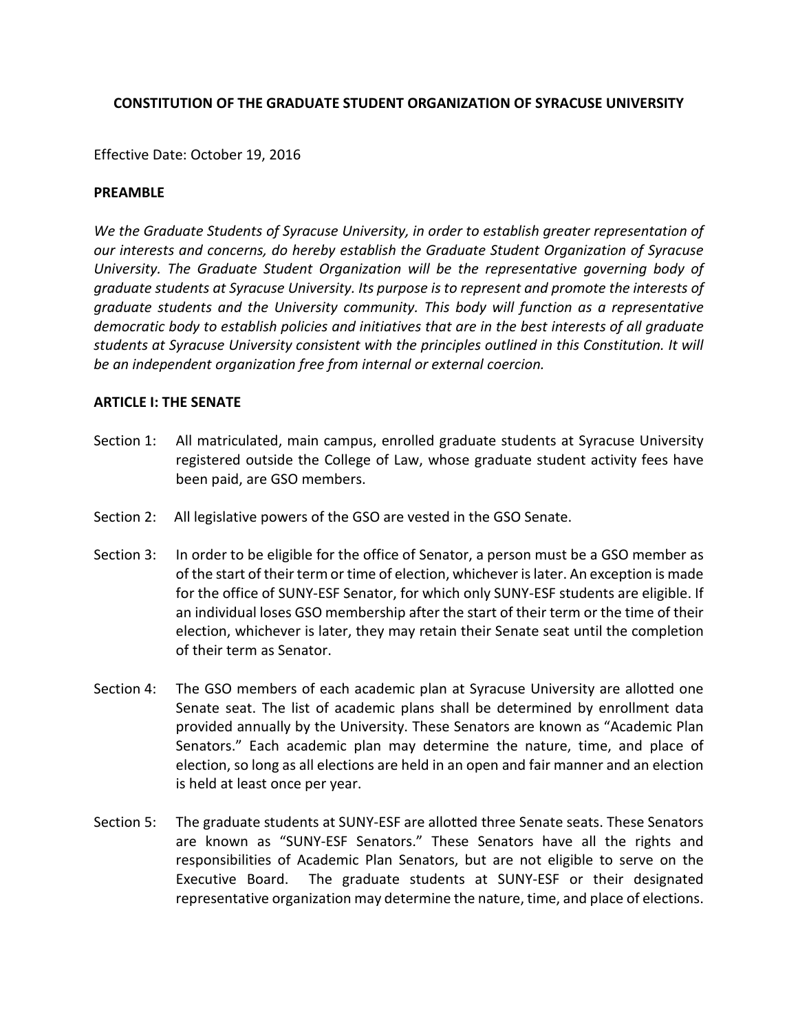# CONSTITUTION OF THE GRADUATE STUDENT ORGANIZATION OF SYRACUSE UNIVERSITY

Effective Date: October 19, 2016

## PREAMBLE

*We the Graduate Students of Syracuse University, in order to establish greater representation of our interests and concerns, do hereby establish the Graduate Student Organization of Syracuse University. The Graduate Student Organization will be the representative governing body of graduate students at Syracuse University. Its purpose is to represent and promote the interests of graduate students and the University community. This body will function as a representative democratic body to establish policies and initiatives that are in the best interests of all graduate students at Syracuse University consistent with the principles outlined in this Constitution. It will be an independent organization free from internal or external coercion.*

## ARTICLE I: THE SENATE

Section 1: All matriculated, main campus, enrolled graduate students at Syracuse University registered outside the College of Law, whose graduate student activity fees have been paid, are GSO members.

Section 2: All legislative powers of the GSO are vested in the GSO Senate.

Section 3: In order to be eligible for the office of Senator, a person must be a GSO member as of the start of their term or time of election, whichever is later. An exception is made for the office of SUNY-ESF Senator, for which only SUNY-ESF students are eligible. If an individual loses GSO membership after the start of their term or the time of their election, whichever is later, they may retain their Senate seat until the completion of their term as Senator.

Section 4: The GSO members of each academic plan at Syracuse University are allotted one Senate seat. The list of academic plans shall be determined by enrollment data provided annually by the University. These Senators are known as "Academic Plan Senators." Each academic plan may determine the nature, time, and place of election, so long as all elections are held in an open and fair manner and an election is held at least once per year.

Section 5: The graduate students at SUNY-ESF are allotted three Senate seats. These Senators are known as "SUNY-ESF Senators." These Senators have all the rights and responsibilities of Academic Plan Senators, but are not eligible to serve on the Executive Board. The graduate students at SUNY-ESF or their designated representative organization may determine the nature, time, and place of elections.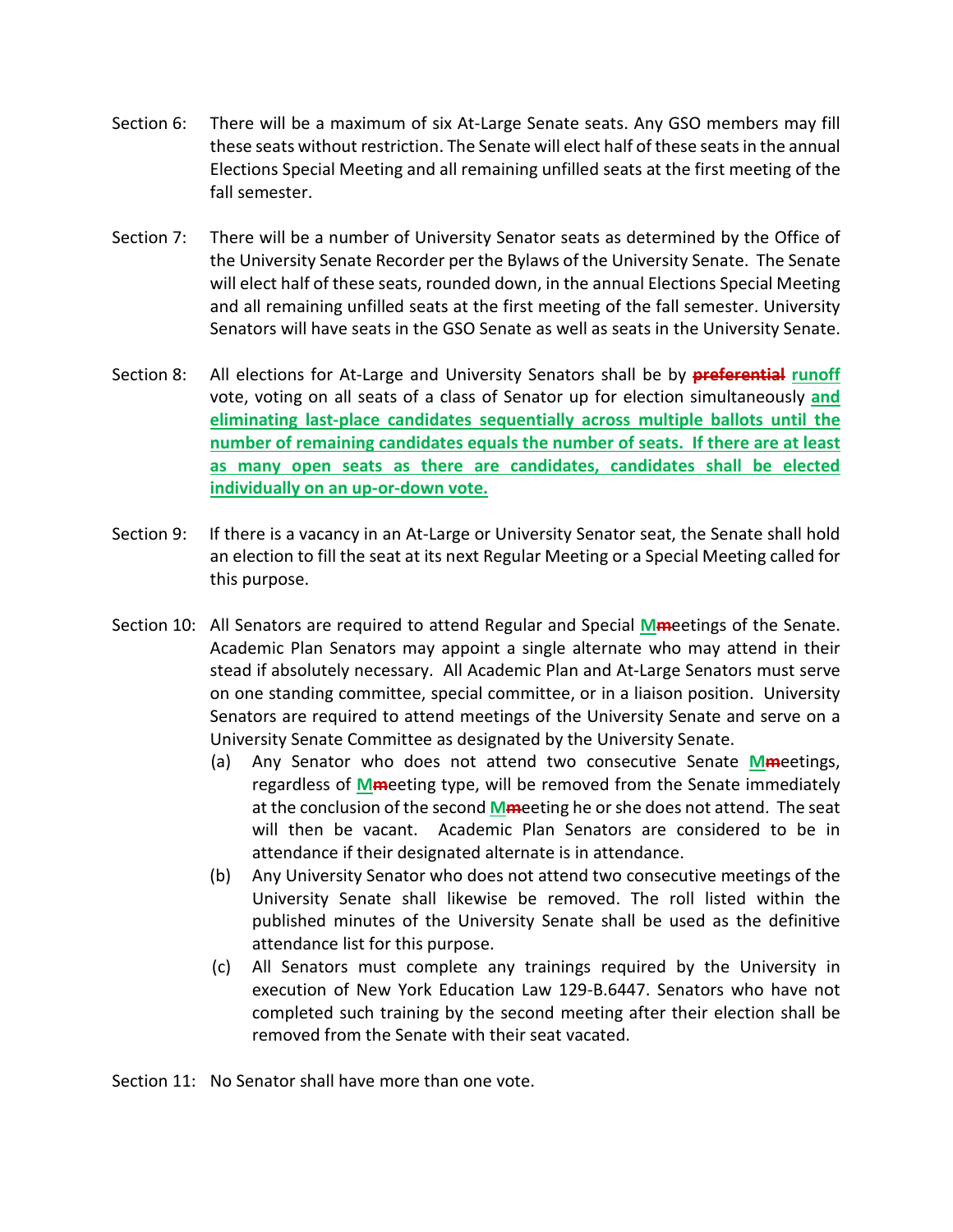Section 6: There will be a maximum of six At-Large Senate seats. Any GSO members may fill these seats without restriction. The Senate will elect half of these seats in the annual Elections Special Meeting and all remaining unfilled seats at the first meeting of the fall semester.

Section 7: There will be a number of University Senator seats as determined by the Office of the University Senate Recorder per the Bylaws of the University Senate. The Senate will elect half of these seats, rounded down, in the annual Elections Special Meeting and all remaining unfilled seats at the first meeting of the fall semester. University Senators will have seats in the GSO Senate as well as seats in the University Senate.

Section 8: All elections for At-Large and University Senators shall be by ~~preferential~~ runoff vote, voting on all seats of a class of Senator up for election simultaneously and eliminating last-place candidates sequentially across multiple ballots until the number of remaining candidates equals the number of seats. If there are at least as many open seats as there are candidates, candidates shall be elected individually on an up-or-down vote.

Section 9: If there is a vacancy in an At-Large or University Senator seat, the Senate shall hold an election to fill the seat at its next Regular Meeting or a Special Meeting called for this purpose.

Section 10: All Senators are required to attend Regular and Special M~~m~~eetings of the Senate. Academic Plan Senators may appoint a single alternate who may attend in their stead if absolutely necessary. All Academic Plan and At-Large Senators must serve on one standing committee, special committee, or in a liaison position. University Senators are required to attend meetings of the University Senate and serve on a University Senate Committee as designated by the University Senate.

(a) Any Senator who does not attend two consecutive Senate M~~m~~eetings, regardless of M~~m~~eeting type, will be removed from the Senate immediately at the conclusion of the second M~~m~~eeting he or she does not attend. The seat will then be vacant. Academic Plan Senators are considered to be in attendance if their designated alternate is in attendance.

(b) Any University Senator who does not attend two consecutive meetings of the University Senate shall likewise be removed. The roll listed within the published minutes of the University Senate shall be used as the definitive attendance list for this purpose.

(c) All Senators must complete any trainings required by the University in execution of New York Education Law 129-B.6447. Senators who have not completed such training by the second meeting after their election shall be removed from the Senate with their seat vacated.

Section 11: No Senator shall have more than one vote.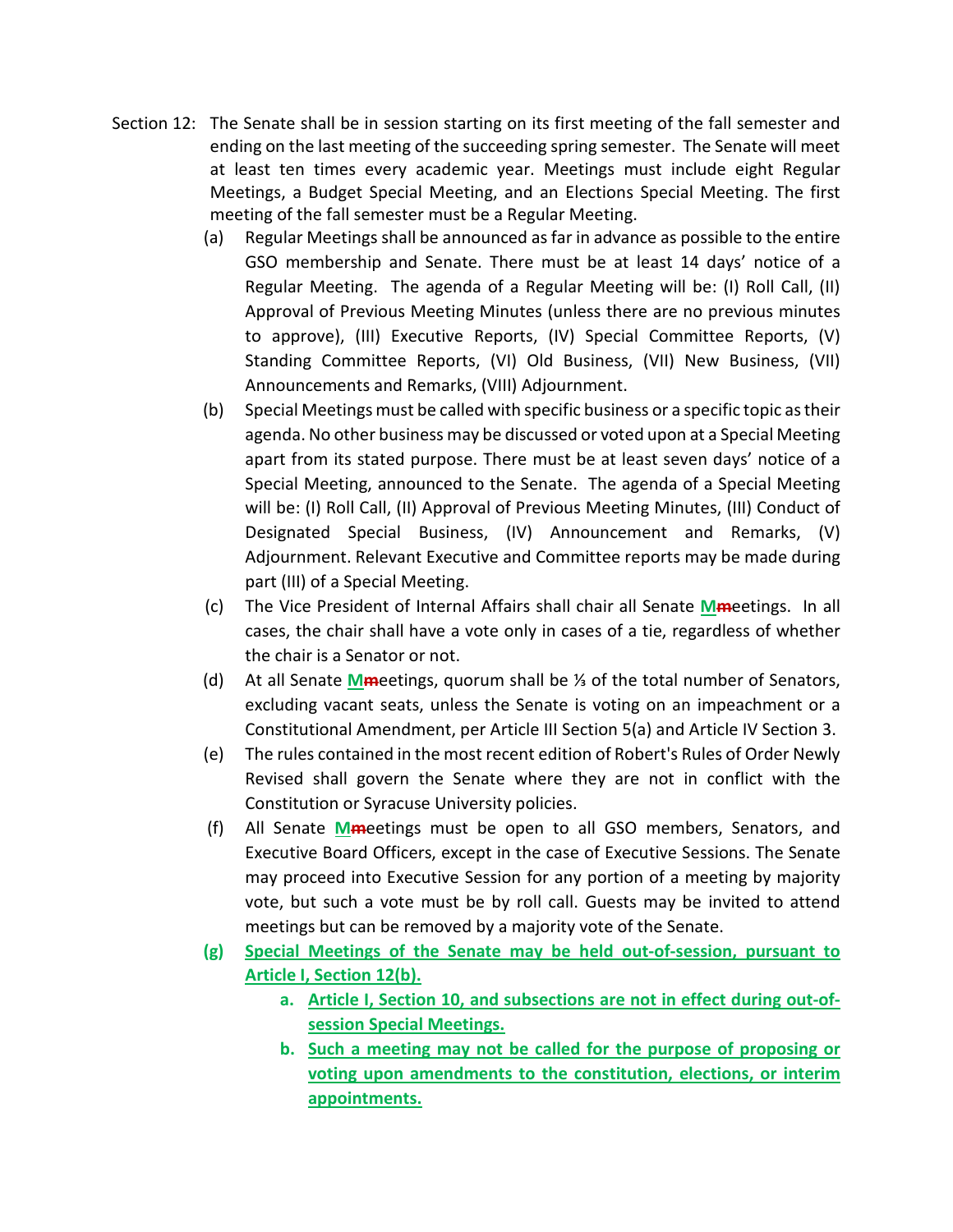Section 12: The Senate shall be in session starting on its first meeting of the fall semester and ending on the last meeting of the succeeding spring semester. The Senate will meet at least ten times every academic year. Meetings must include eight Regular Meetings, a Budget Special Meeting, and an Elections Special Meeting. The first meeting of the fall semester must be a Regular Meeting.

(a) Regular Meetings shall be announced as far in advance as possible to the entire GSO membership and Senate. There must be at least 14 days' notice of a Regular Meeting. The agenda of a Regular Meeting will be: (I) Roll Call, (II) Approval of Previous Meeting Minutes (unless there are no previous minutes to approve), (III) Executive Reports, (IV) Special Committee Reports, (V) Standing Committee Reports, (VI) Old Business, (VII) New Business, (VII) Announcements and Remarks, (VIII) Adjournment.

(b) Special Meetings must be called with specific business or a specific topic as their agenda. No other business may be discussed or voted upon at a Special Meeting apart from its stated purpose. There must be at least seven days' notice of a Special Meeting, announced to the Senate. The agenda of a Special Meeting will be: (I) Roll Call, (II) Approval of Previous Meeting Minutes, (III) Conduct of Designated Special Business, (IV) Announcement and Remarks, (V) Adjournment. Relevant Executive and Committee reports may be made during part (III) of a Special Meeting.

(c) The Vice President of Internal Affairs shall chair all Senate **M**~~m~~eetings. In all cases, the chair shall have a vote only in cases of a tie, regardless of whether the chair is a Senator or not.

(d) At all Senate **M**~~m~~eetings, quorum shall be ⅓ of the total number of Senators, excluding vacant seats, unless the Senate is voting on an impeachment or a Constitutional Amendment, per Article III Section 5(a) and Article IV Section 3.

(e) The rules contained in the most recent edition of Robert's Rules of Order Newly Revised shall govern the Senate where they are not in conflict with the Constitution or Syracuse University policies.

(f) All Senate **M**~~m~~eetings must be open to all GSO members, Senators, and Executive Board Officers, except in the case of Executive Sessions. The Senate may proceed into Executive Session for any portion of a meeting by majority vote, but such a vote must be by roll call. Guests may be invited to attend meetings but can be removed by a majority vote of the Senate.

**(g) Special Meetings of the Senate may be held out-of-session, pursuant to Article I, Section 12(b).**

  **a. Article I, Section 10, and subsections are not in effect during out-of-session Special Meetings.**

  **b. Such a meeting may not be called for the purpose of proposing or voting upon amendments to the constitution, elections, or interim appointments.**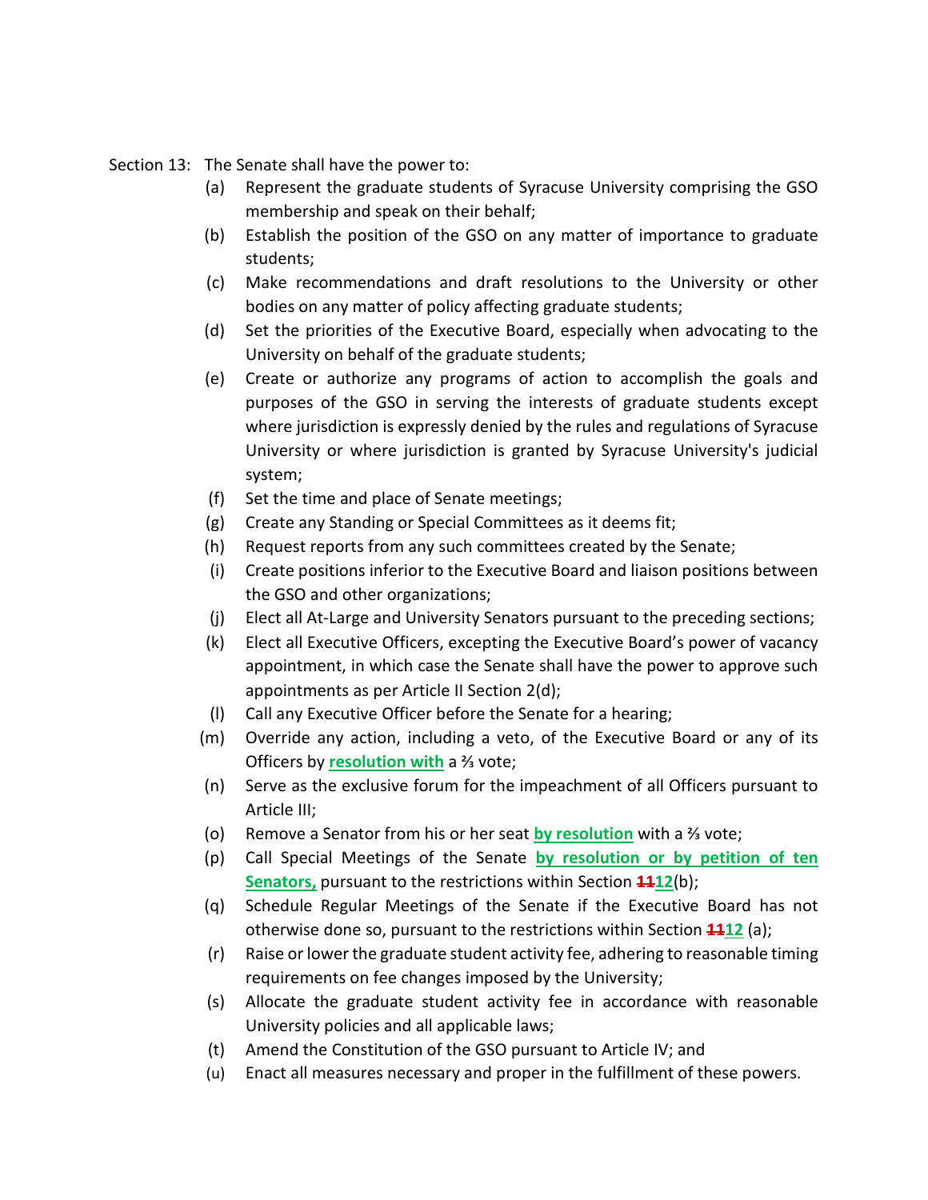Section 13: The Senate shall have the power to:

- (a) Represent the graduate students of Syracuse University comprising the GSO membership and speak on their behalf;
- (b) Establish the position of the GSO on any matter of importance to graduate students;
- (c) Make recommendations and draft resolutions to the University or other bodies on any matter of policy affecting graduate students;
- (d) Set the priorities of the Executive Board, especially when advocating to the University on behalf of the graduate students;
- (e) Create or authorize any programs of action to accomplish the goals and purposes of the GSO in serving the interests of graduate students except where jurisdiction is expressly denied by the rules and regulations of Syracuse University or where jurisdiction is granted by Syracuse University's judicial system;
- (f) Set the time and place of Senate meetings;
- (g) Create any Standing or Special Committees as it deems fit;
- (h) Request reports from any such committees created by the Senate;
- (i) Create positions inferior to the Executive Board and liaison positions between the GSO and other organizations;
- (j) Elect all At-Large and University Senators pursuant to the preceding sections;
- (k) Elect all Executive Officers, excepting the Executive Board's power of vacancy appointment, in which case the Senate shall have the power to approve such appointments as per Article II Section 2(d);
- (l) Call any Executive Officer before the Senate for a hearing;
- (m) Override any action, including a veto, of the Executive Board or any of its Officers by **resolution with** a ⅔ vote;
- (n) Serve as the exclusive forum for the impeachment of all Officers pursuant to Article III;
- (o) Remove a Senator from his or her seat **by resolution** with a ⅔ vote;
- (p) Call Special Meetings of the Senate **by resolution or by petition of ten Senators,** pursuant to the restrictions within Section ~~11~~**12**(b);
- (q) Schedule Regular Meetings of the Senate if the Executive Board has not otherwise done so, pursuant to the restrictions within Section ~~11~~**12** (a);
- (r) Raise or lower the graduate student activity fee, adhering to reasonable timing requirements on fee changes imposed by the University;
- (s) Allocate the graduate student activity fee in accordance with reasonable University policies and all applicable laws;
- (t) Amend the Constitution of the GSO pursuant to Article IV; and
- (u) Enact all measures necessary and proper in the fulfillment of these powers.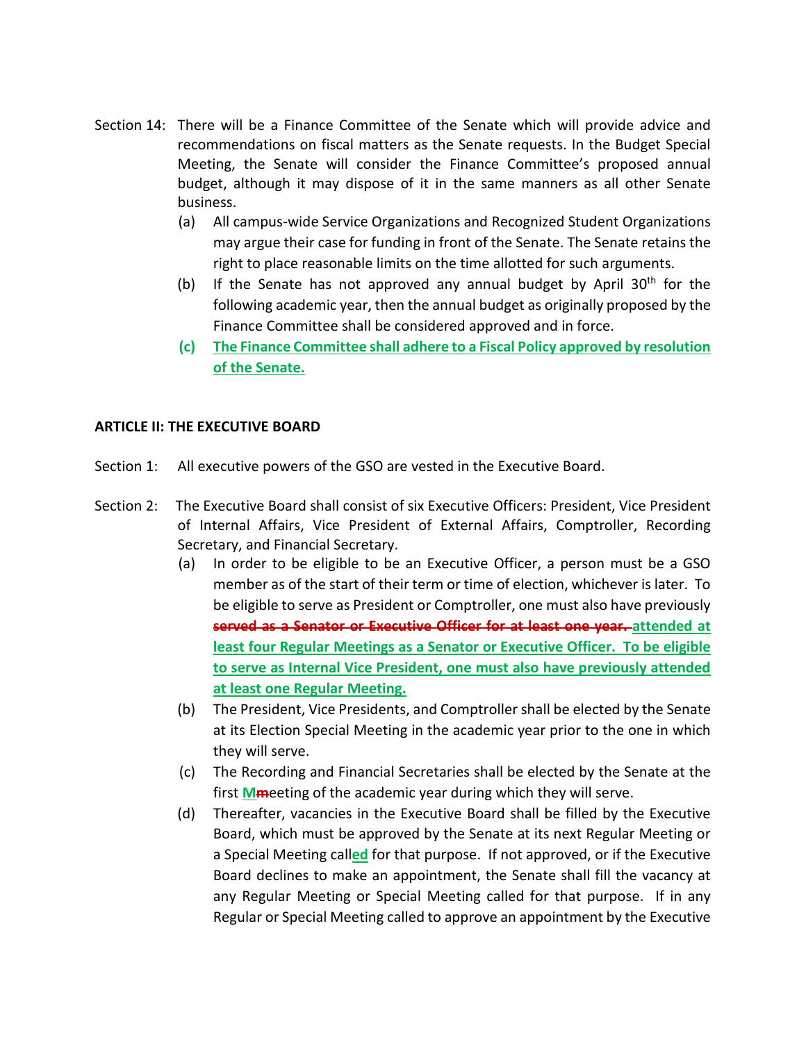Section 14: There will be a Finance Committee of the Senate which will provide advice and recommendations on fiscal matters as the Senate requests. In the Budget Special Meeting, the Senate will consider the Finance Committee's proposed annual budget, although it may dispose of it in the same manners as all other Senate business.

- (a) All campus-wide Service Organizations and Recognized Student Organizations may argue their case for funding in front of the Senate. The Senate retains the right to place reasonable limits on the time allotted for such arguments.
- (b) If the Senate has not approved any annual budget by April 30th for the following academic year, then the annual budget as originally proposed by the Finance Committee shall be considered approved and in force.
- **(c) The Finance Committee shall adhere to a Fiscal Policy approved by resolution of the Senate.**

**ARTICLE II: THE EXECUTIVE BOARD**

Section 1: All executive powers of the GSO are vested in the Executive Board.

Section 2: The Executive Board shall consist of six Executive Officers: President, Vice President of Internal Affairs, Vice President of External Affairs, Comptroller, Recording Secretary, and Financial Secretary.

- (a) In order to be eligible to be an Executive Officer, a person must be a GSO member as of the start of their term or time of election, whichever is later. To be eligible to serve as President or Comptroller, one must also have previously ~~served as a Senator or Executive Officer for at least one year.~~ **attended at least four Regular Meetings as a Senator or Executive Officer. To be eligible to serve as Internal Vice President, one must also have previously attended at least one Regular Meeting.**
- (b) The President, Vice Presidents, and Comptroller shall be elected by the Senate at its Election Special Meeting in the academic year prior to the one in which they will serve.
- (c) The Recording and Financial Secretaries shall be elected by the Senate at the first **M**~~m~~eeting of the academic year during which they will serve.
- (d) Thereafter, vacancies in the Executive Board shall be filled by the Executive Board, which must be approved by the Senate at its next Regular Meeting or a Special Meeting call**ed** for that purpose. If not approved, or if the Executive Board declines to make an appointment, the Senate shall fill the vacancy at any Regular Meeting or Special Meeting called for that purpose. If in any Regular or Special Meeting called to approve an appointment by the Executive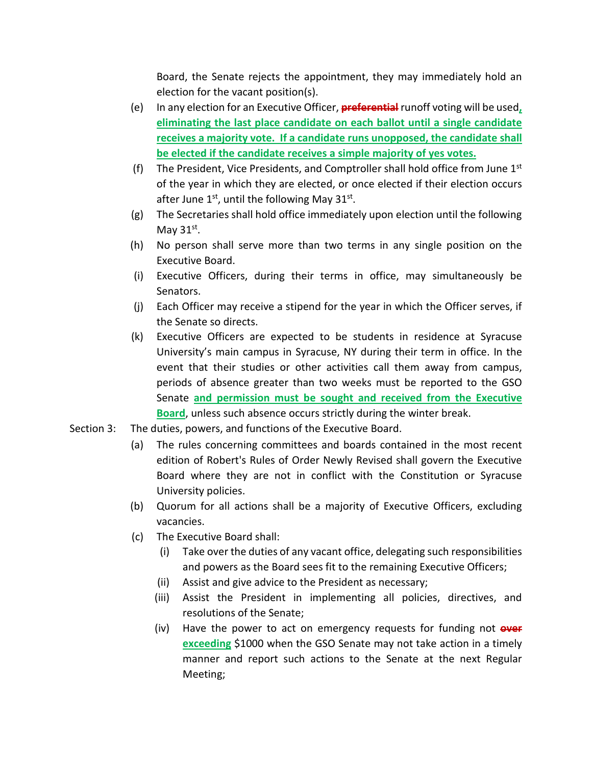Board, the Senate rejects the appointment, they may immediately hold an election for the vacant position(s).

(e) In any election for an Executive Officer, ~~preferential~~ runoff voting will be used**, eliminating the last place candidate on each ballot until a single candidate receives a majority vote. If a candidate runs unopposed, the candidate shall be elected if the candidate receives a simple majority of yes votes.**

(f) The President, Vice Presidents, and Comptroller shall hold office from June 1st of the year in which they are elected, or once elected if their election occurs after June 1st, until the following May 31st.

(g) The Secretaries shall hold office immediately upon election until the following May 31st.

(h) No person shall serve more than two terms in any single position on the Executive Board.

(i) Executive Officers, during their terms in office, may simultaneously be Senators.

(j) Each Officer may receive a stipend for the year in which the Officer serves, if the Senate so directs.

(k) Executive Officers are expected to be students in residence at Syracuse University's main campus in Syracuse, NY during their term in office. In the event that their studies or other activities call them away from campus, periods of absence greater than two weeks must be reported to the GSO Senate **and permission must be sought and received from the Executive Board**, unless such absence occurs strictly during the winter break.

Section 3: The duties, powers, and functions of the Executive Board.

(a) The rules concerning committees and boards contained in the most recent edition of Robert's Rules of Order Newly Revised shall govern the Executive Board where they are not in conflict with the Constitution or Syracuse University policies.

(b) Quorum for all actions shall be a majority of Executive Officers, excluding vacancies.

(c) The Executive Board shall:

(i) Take over the duties of any vacant office, delegating such responsibilities and powers as the Board sees fit to the remaining Executive Officers;

(ii) Assist and give advice to the President as necessary;

(iii) Assist the President in implementing all policies, directives, and resolutions of the Senate;

(iv) Have the power to act on emergency requests for funding not ~~over~~ **exceeding** $1000 when the GSO Senate may not take action in a timely manner and report such actions to the Senate at the next Regular Meeting;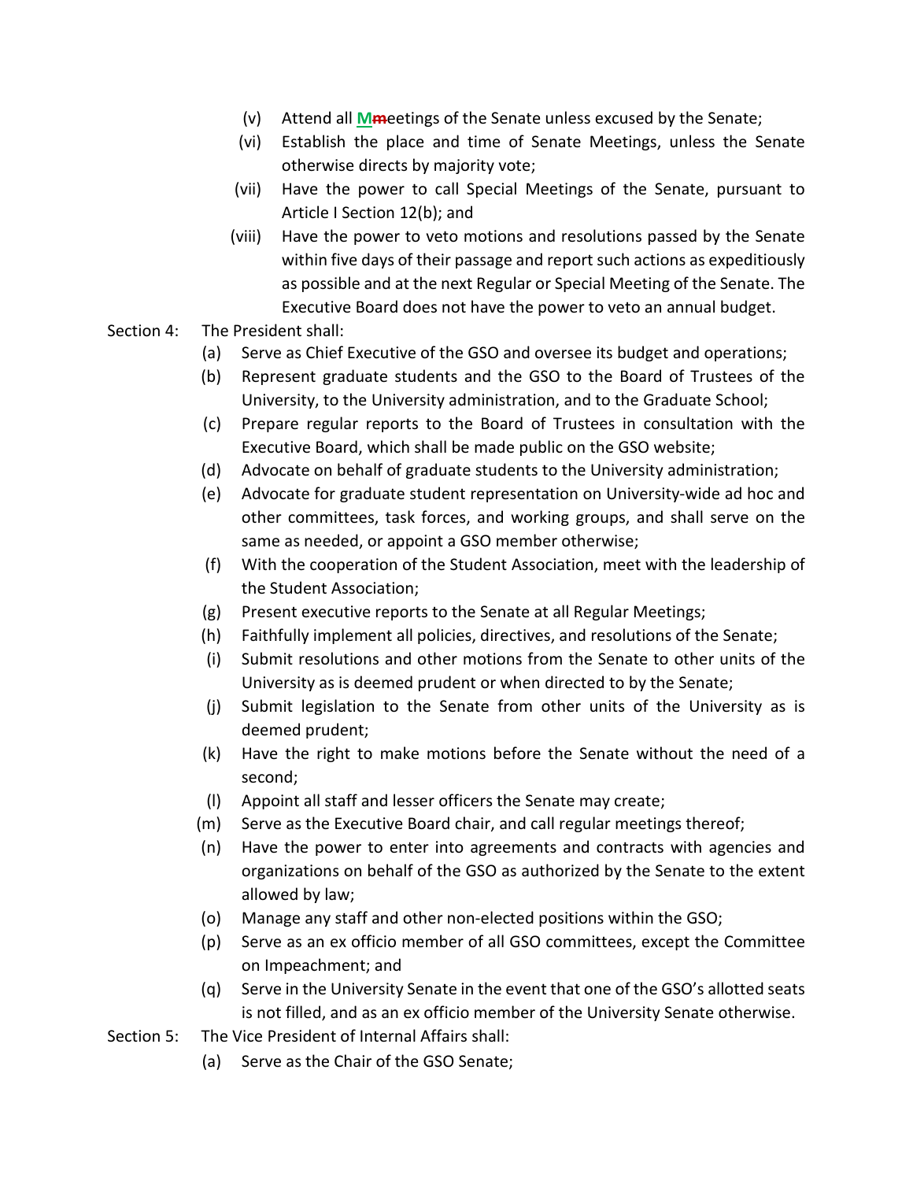(v) Attend all Mmeetings of the Senate unless excused by the Senate;

(vi) Establish the place and time of Senate Meetings, unless the Senate otherwise directs by majority vote;

(vii) Have the power to call Special Meetings of the Senate, pursuant to Article I Section 12(b); and

(viii) Have the power to veto motions and resolutions passed by the Senate within five days of their passage and report such actions as expeditiously as possible and at the next Regular or Special Meeting of the Senate. The Executive Board does not have the power to veto an annual budget.

Section 4: The President shall:

(a) Serve as Chief Executive of the GSO and oversee its budget and operations;

(b) Represent graduate students and the GSO to the Board of Trustees of the University, to the University administration, and to the Graduate School;

(c) Prepare regular reports to the Board of Trustees in consultation with the Executive Board, which shall be made public on the GSO website;

(d) Advocate on behalf of graduate students to the University administration;

(e) Advocate for graduate student representation on University-wide ad hoc and other committees, task forces, and working groups, and shall serve on the same as needed, or appoint a GSO member otherwise;

(f) With the cooperation of the Student Association, meet with the leadership of the Student Association;

(g) Present executive reports to the Senate at all Regular Meetings;

(h) Faithfully implement all policies, directives, and resolutions of the Senate;

(i) Submit resolutions and other motions from the Senate to other units of the University as is deemed prudent or when directed to by the Senate;

(j) Submit legislation to the Senate from other units of the University as is deemed prudent;

(k) Have the right to make motions before the Senate without the need of a second;

(l) Appoint all staff and lesser officers the Senate may create;

(m) Serve as the Executive Board chair, and call regular meetings thereof;

(n) Have the power to enter into agreements and contracts with agencies and organizations on behalf of the GSO as authorized by the Senate to the extent allowed by law;

(o) Manage any staff and other non-elected positions within the GSO;

(p) Serve as an ex officio member of all GSO committees, except the Committee on Impeachment; and

(q) Serve in the University Senate in the event that one of the GSO's allotted seats is not filled, and as an ex officio member of the University Senate otherwise.

Section 5: The Vice President of Internal Affairs shall:

(a) Serve as the Chair of the GSO Senate;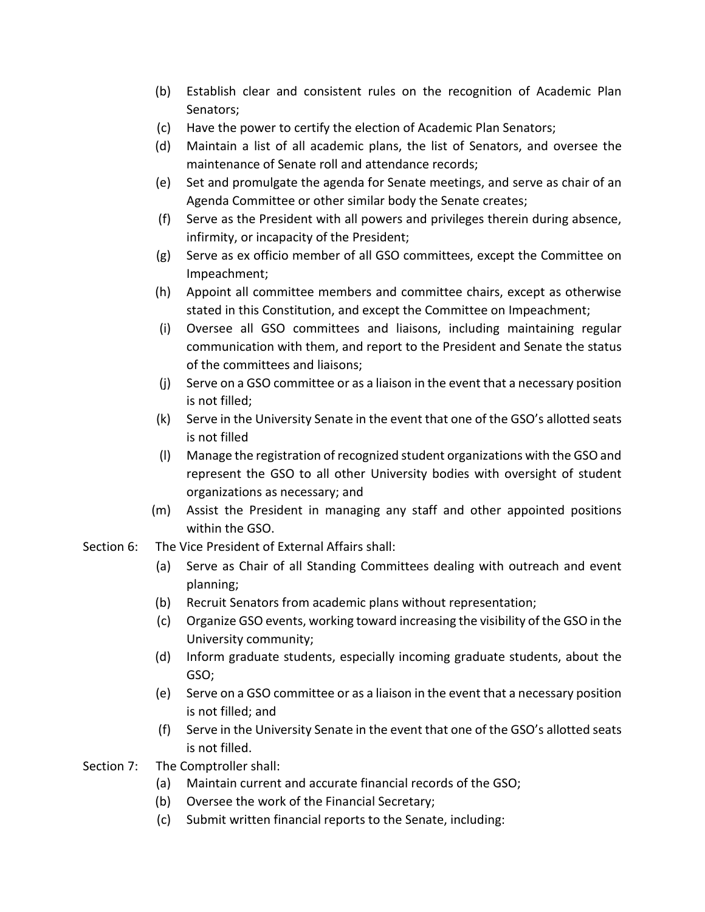(b) Establish clear and consistent rules on the recognition of Academic Plan Senators;

(c) Have the power to certify the election of Academic Plan Senators;

(d) Maintain a list of all academic plans, the list of Senators, and oversee the maintenance of Senate roll and attendance records;

(e) Set and promulgate the agenda for Senate meetings, and serve as chair of an Agenda Committee or other similar body the Senate creates;

(f) Serve as the President with all powers and privileges therein during absence, infirmity, or incapacity of the President;

(g) Serve as ex officio member of all GSO committees, except the Committee on Impeachment;

(h) Appoint all committee members and committee chairs, except as otherwise stated in this Constitution, and except the Committee on Impeachment;

(i) Oversee all GSO committees and liaisons, including maintaining regular communication with them, and report to the President and Senate the status of the committees and liaisons;

(j) Serve on a GSO committee or as a liaison in the event that a necessary position is not filled;

(k) Serve in the University Senate in the event that one of the GSO's allotted seats is not filled

(l) Manage the registration of recognized student organizations with the GSO and represent the GSO to all other University bodies with oversight of student organizations as necessary; and

(m) Assist the President in managing any staff and other appointed positions within the GSO.

Section 6: The Vice President of External Affairs shall:

(a) Serve as Chair of all Standing Committees dealing with outreach and event planning;

(b) Recruit Senators from academic plans without representation;

(c) Organize GSO events, working toward increasing the visibility of the GSO in the University community;

(d) Inform graduate students, especially incoming graduate students, about the GSO;

(e) Serve on a GSO committee or as a liaison in the event that a necessary position is not filled; and

(f) Serve in the University Senate in the event that one of the GSO's allotted seats is not filled.

Section 7: The Comptroller shall:

(a) Maintain current and accurate financial records of the GSO;

(b) Oversee the work of the Financial Secretary;

(c) Submit written financial reports to the Senate, including: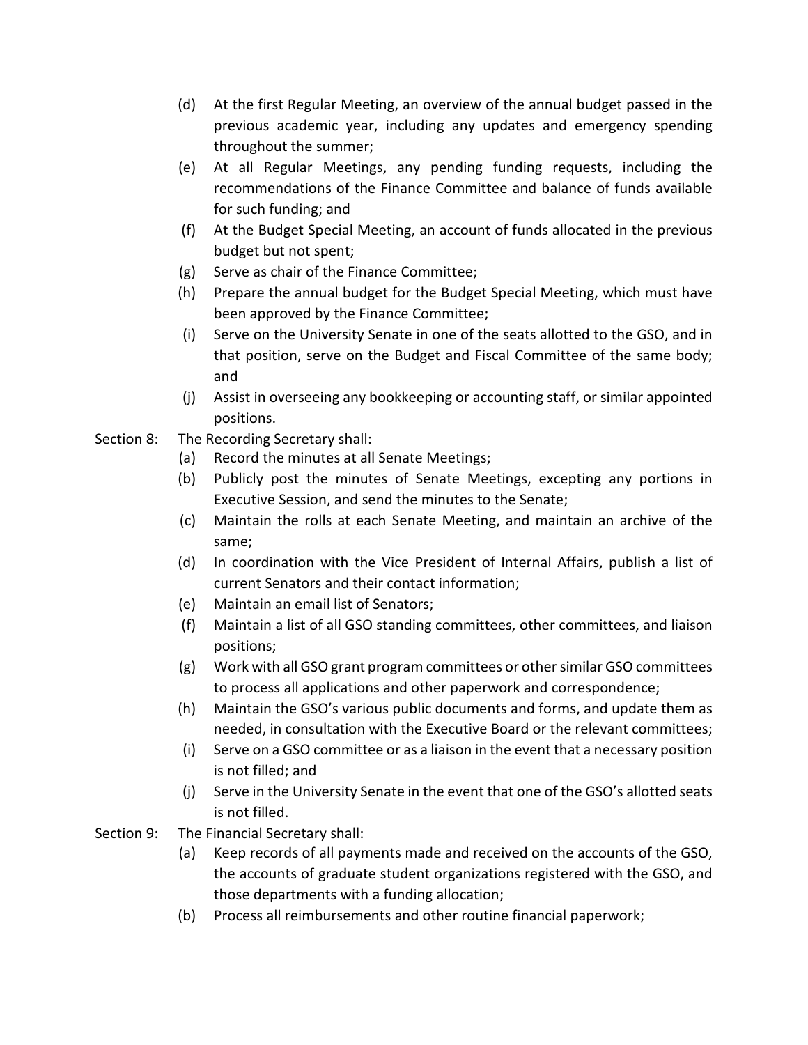(d) At the first Regular Meeting, an overview of the annual budget passed in the previous academic year, including any updates and emergency spending throughout the summer;

(e) At all Regular Meetings, any pending funding requests, including the recommendations of the Finance Committee and balance of funds available for such funding; and

(f) At the Budget Special Meeting, an account of funds allocated in the previous budget but not spent;

(g) Serve as chair of the Finance Committee;

(h) Prepare the annual budget for the Budget Special Meeting, which must have been approved by the Finance Committee;

(i) Serve on the University Senate in one of the seats allotted to the GSO, and in that position, serve on the Budget and Fiscal Committee of the same body; and

(j) Assist in overseeing any bookkeeping or accounting staff, or similar appointed positions.

Section 8: The Recording Secretary shall:

(a) Record the minutes at all Senate Meetings;

(b) Publicly post the minutes of Senate Meetings, excepting any portions in Executive Session, and send the minutes to the Senate;

(c) Maintain the rolls at each Senate Meeting, and maintain an archive of the same;

(d) In coordination with the Vice President of Internal Affairs, publish a list of current Senators and their contact information;

(e) Maintain an email list of Senators;

(f) Maintain a list of all GSO standing committees, other committees, and liaison positions;

(g) Work with all GSO grant program committees or other similar GSO committees to process all applications and other paperwork and correspondence;

(h) Maintain the GSO's various public documents and forms, and update them as needed, in consultation with the Executive Board or the relevant committees;

(i) Serve on a GSO committee or as a liaison in the event that a necessary position is not filled; and

(j) Serve in the University Senate in the event that one of the GSO's allotted seats is not filled.

Section 9: The Financial Secretary shall:

(a) Keep records of all payments made and received on the accounts of the GSO, the accounts of graduate student organizations registered with the GSO, and those departments with a funding allocation;

(b) Process all reimbursements and other routine financial paperwork;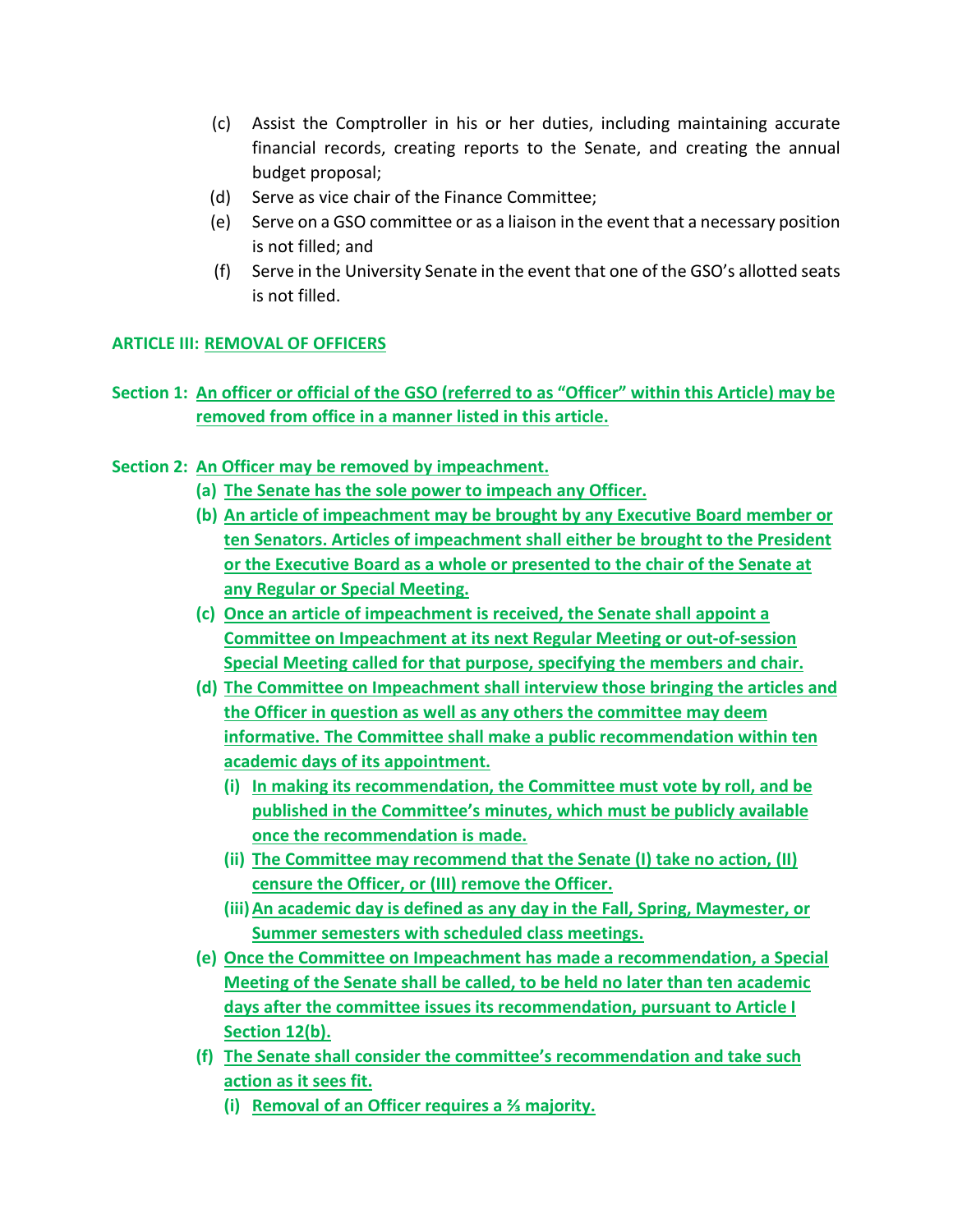(c) Assist the Comptroller in his or her duties, including maintaining accurate financial records, creating reports to the Senate, and creating the annual budget proposal;

(d) Serve as vice chair of the Finance Committee;

(e) Serve on a GSO committee or as a liaison in the event that a necessary position is not filled; and

(f) Serve in the University Senate in the event that one of the GSO's allotted seats is not filled.

## ARTICLE III: REMOVAL OF OFFICERS

**Section 1: An officer or official of the GSO (referred to as "Officer" within this Article) may be removed from office in a manner listed in this article.**

**Section 2: An Officer may be removed by impeachment.**

**(a) The Senate has the sole power to impeach any Officer.**

**(b) An article of impeachment may be brought by any Executive Board member or ten Senators. Articles of impeachment shall either be brought to the President or the Executive Board as a whole or presented to the chair of the Senate at any Regular or Special Meeting.**

**(c) Once an article of impeachment is received, the Senate shall appoint a Committee on Impeachment at its next Regular Meeting or out-of-session Special Meeting called for that purpose, specifying the members and chair.**

**(d) The Committee on Impeachment shall interview those bringing the articles and the Officer in question as well as any others the committee may deem informative. The Committee shall make a public recommendation within ten academic days of its appointment.**

**(i) In making its recommendation, the Committee must vote by roll, and be published in the Committee's minutes, which must be publicly available once the recommendation is made.**

**(ii) The Committee may recommend that the Senate (I) take no action, (II) censure the Officer, or (III) remove the Officer.**

**(iii) An academic day is defined as any day in the Fall, Spring, Maymester, or Summer semesters with scheduled class meetings.**

**(e) Once the Committee on Impeachment has made a recommendation, a Special Meeting of the Senate shall be called, to be held no later than ten academic days after the committee issues its recommendation, pursuant to Article I Section 12(b).**

**(f) The Senate shall consider the committee's recommendation and take such action as it sees fit.**

**(i) Removal of an Officer requires a ⅔ majority.**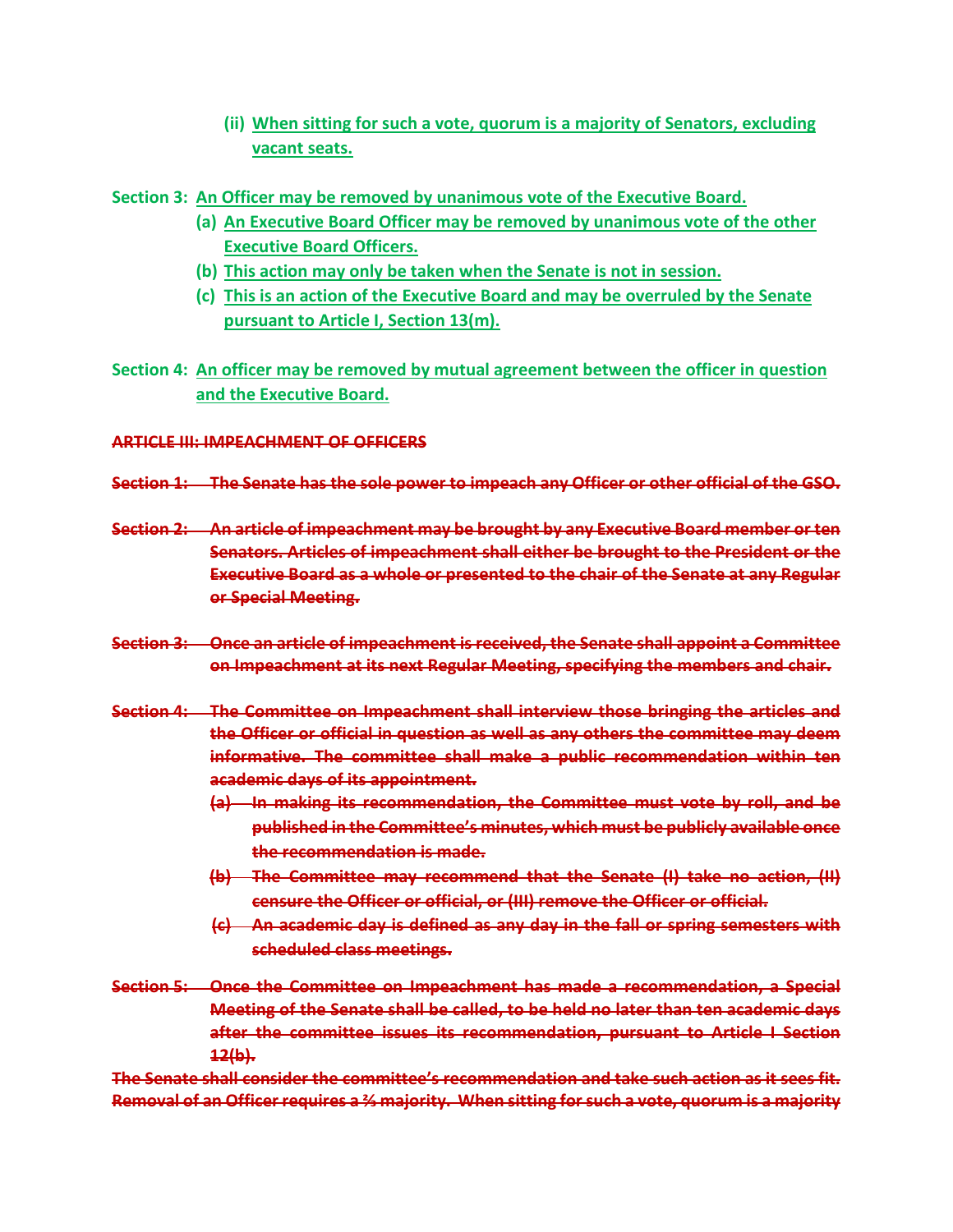(ii) <ins>When sitting for such a vote, quorum is a majority of Senators, excluding vacant seats.</ins>

**Section 3:** <ins>**An Officer may be removed by unanimous vote of the Executive Board.**</ins>

(a) <ins>**An Executive Board Officer may be removed by unanimous vote of the other Executive Board Officers.**</ins>

(b) <ins>**This action may only be taken when the Senate is not in session.**</ins>

(c) <ins>**This is an action of the Executive Board and may be overruled by the Senate pursuant to Article I, Section 13(m).**</ins>

**Section 4:** <ins>**An officer may be removed by mutual agreement between the officer in question and the Executive Board.**</ins>

~~**ARTICLE III: IMPEACHMENT OF OFFICERS**~~

~~**Section 1: The Senate has the sole power to impeach any Officer or other official of the GSO.**~~

~~**Section 2: An article of impeachment may be brought by any Executive Board member or ten Senators. Articles of impeachment shall either be brought to the President or the Executive Board as a whole or presented to the chair of the Senate at any Regular or Special Meeting.**~~

~~**Section 3: Once an article of impeachment is received, the Senate shall appoint a Committee on Impeachment at its next Regular Meeting, specifying the members and chair.**~~

~~**Section 4: The Committee on Impeachment shall interview those bringing the articles and the Officer or official in question as well as any others the committee may deem informative. The committee shall make a public recommendation within ten academic days of its appointment.**~~

~~**(a) In making its recommendation, the Committee must vote by roll, and be published in the Committee's minutes, which must be publicly available once the recommendation is made.**~~

~~**(b) The Committee may recommend that the Senate (I) take no action, (II) censure the Officer or official, or (III) remove the Officer or official.**~~

~~**(c) An academic day is defined as any day in the fall or spring semesters with scheduled class meetings.**~~

~~**Section 5: Once the Committee on Impeachment has made a recommendation, a Special Meeting of the Senate shall be called, to be held no later than ten academic days after the committee issues its recommendation, pursuant to Article I Section 12(b).**~~

~~**The Senate shall consider the committee's recommendation and take such action as it sees fit. Removal of an Officer requires a ⅔ majority. When sitting for such a vote, quorum is a majority**~~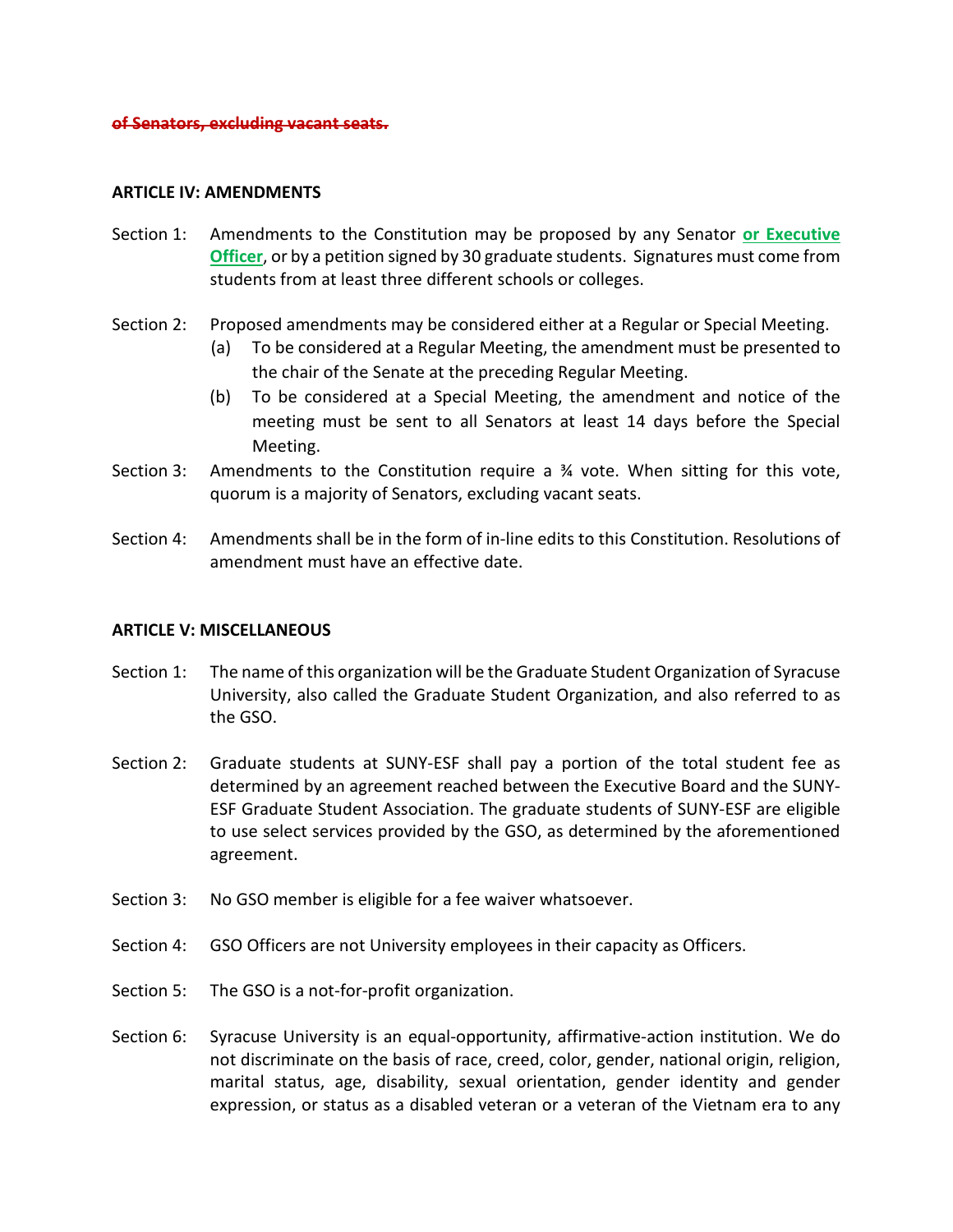~~**of Senators, excluding vacant seats.**~~

**ARTICLE IV: AMENDMENTS**

Section 1: Amendments to the Constitution may be proposed by any Senator **or Executive Officer**, or by a petition signed by 30 graduate students. Signatures must come from students from at least three different schools or colleges.

Section 2: Proposed amendments may be considered either at a Regular or Special Meeting.

(a) To be considered at a Regular Meeting, the amendment must be presented to the chair of the Senate at the preceding Regular Meeting.

(b) To be considered at a Special Meeting, the amendment and notice of the meeting must be sent to all Senators at least 14 days before the Special Meeting.

Section 3: Amendments to the Constitution require a ¾ vote. When sitting for this vote, quorum is a majority of Senators, excluding vacant seats.

Section 4: Amendments shall be in the form of in-line edits to this Constitution. Resolutions of amendment must have an effective date.

**ARTICLE V: MISCELLANEOUS**

Section 1: The name of this organization will be the Graduate Student Organization of Syracuse University, also called the Graduate Student Organization, and also referred to as the GSO.

Section 2: Graduate students at SUNY-ESF shall pay a portion of the total student fee as determined by an agreement reached between the Executive Board and the SUNY-ESF Graduate Student Association. The graduate students of SUNY-ESF are eligible to use select services provided by the GSO, as determined by the aforementioned agreement.

Section 3: No GSO member is eligible for a fee waiver whatsoever.

Section 4: GSO Officers are not University employees in their capacity as Officers.

Section 5: The GSO is a not-for-profit organization.

Section 6: Syracuse University is an equal-opportunity, affirmative-action institution. We do not discriminate on the basis of race, creed, color, gender, national origin, religion, marital status, age, disability, sexual orientation, gender identity and gender expression, or status as a disabled veteran or a veteran of the Vietnam era to any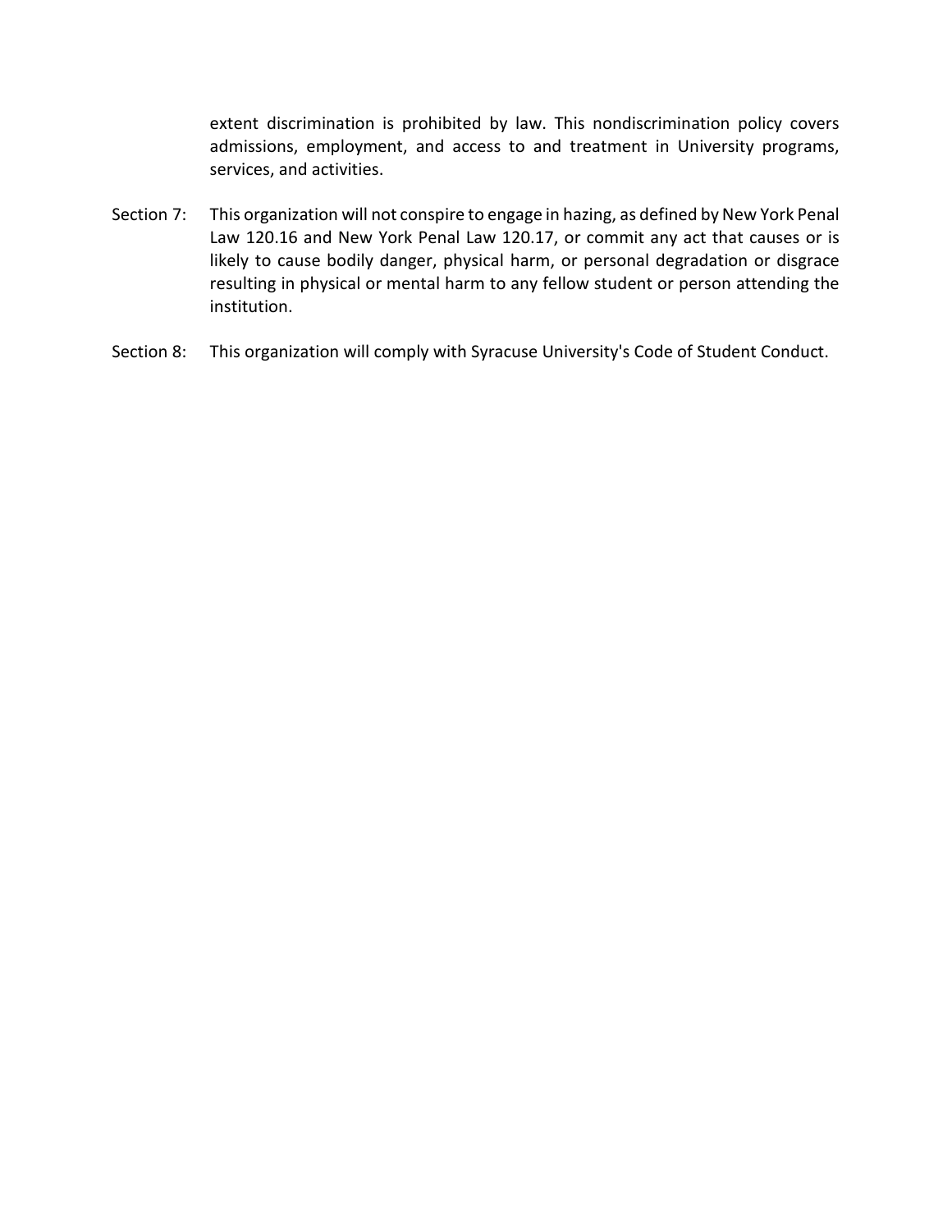extent discrimination is prohibited by law. This nondiscrimination policy covers admissions, employment, and access to and treatment in University programs, services, and activities.

Section 7: This organization will not conspire to engage in hazing, as defined by New York Penal Law 120.16 and New York Penal Law 120.17, or commit any act that causes or is likely to cause bodily danger, physical harm, or personal degradation or disgrace resulting in physical or mental harm to any fellow student or person attending the institution.

Section 8: This organization will comply with Syracuse University's Code of Student Conduct.